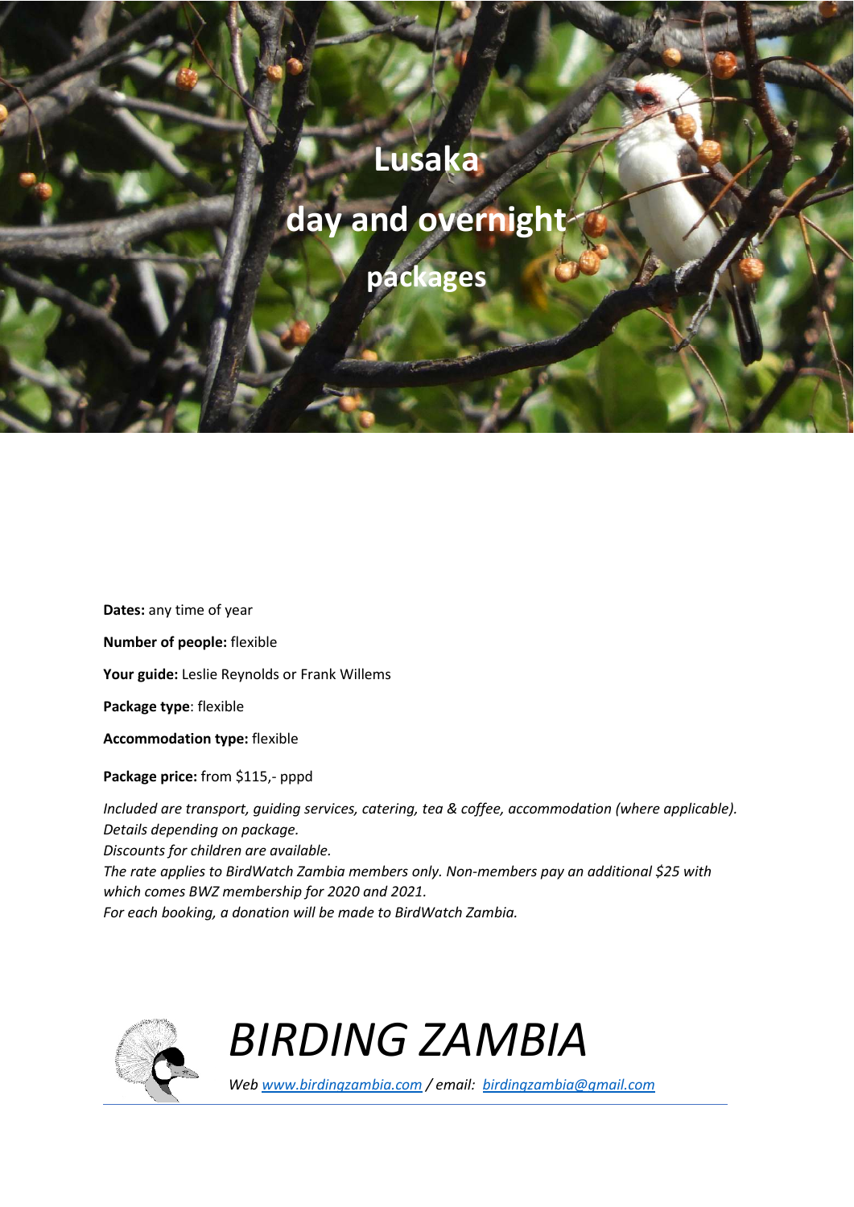# Lusaka day and overnight packages

**Dates:** any time of year

**Number of people:** flexible

**Your guide:** Leslie Reynolds or Frank Willems

**Package type**: flexible

**Accommodation type:** flexible

**Package price:** from $115,- pppd

*Included are transport, guiding services, catering, tea & coffee, accommodation (where applicable). Details depending on package.*
*Discounts for children are available.*
*The rate applies to BirdWatch Zambia members only. Non-members pay an additional $25 with which comes BWZ membership for 2020 and 2021.*
*For each booking, a donation will be made to BirdWatch Zambia.*

*BIRDING ZAMBIA*

*Web [www.birdingzambia.com](http://www.birdingzambia.com) / email: [birdingzambia@gmail.com](mailto:birdingzambia@gmail.com)*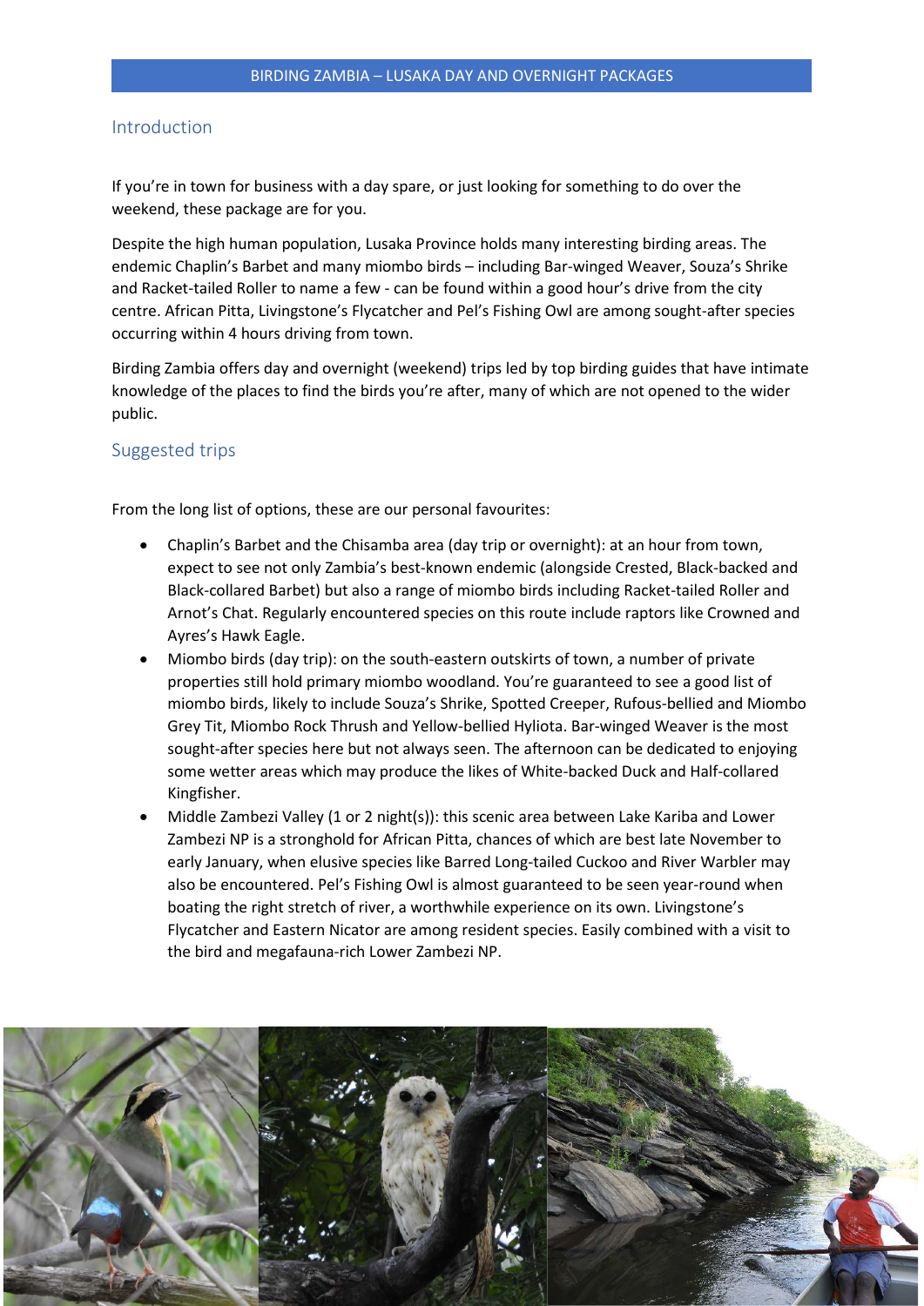## Introduction

If you're in town for business with a day spare, or just looking for something to do over the weekend, these package are for you.

Despite the high human population, Lusaka Province holds many interesting birding areas. The endemic Chaplin's Barbet and many miombo birds – including Bar-winged Weaver, Souza's Shrike and Racket-tailed Roller to name a few - can be found within a good hour's drive from the city centre. African Pitta, Livingstone's Flycatcher and Pel's Fishing Owl are among sought-after species occurring within 4 hours driving from town.

Birding Zambia offers day and overnight (weekend) trips led by top birding guides that have intimate knowledge of the places to find the birds you're after, many of which are not opened to the wider public.

## Suggested trips

From the long list of options, these are our personal favourites:

- Chaplin's Barbet and the Chisamba area (day trip or overnight): at an hour from town, expect to see not only Zambia's best-known endemic (alongside Crested, Black-backed and Black-collared Barbet) but also a range of miombo birds including Racket-tailed Roller and Arnot's Chat. Regularly encountered species on this route include raptors like Crowned and Ayres's Hawk Eagle.
- Miombo birds (day trip): on the south-eastern outskirts of town, a number of private properties still hold primary miombo woodland. You're guaranteed to see a good list of miombo birds, likely to include Souza's Shrike, Spotted Creeper, Rufous-bellied and Miombo Grey Tit, Miombo Rock Thrush and Yellow-bellied Hyliota. Bar-winged Weaver is the most sought-after species here but not always seen. The afternoon can be dedicated to enjoying some wetter areas which may produce the likes of White-backed Duck and Half-collared Kingfisher.
- Middle Zambezi Valley (1 or 2 night(s)): this scenic area between Lake Kariba and Lower Zambezi NP is a stronghold for African Pitta, chances of which are best late November to early January, when elusive species like Barred Long-tailed Cuckoo and River Warbler may also be encountered. Pel's Fishing Owl is almost guaranteed to be seen year-round when boating the right stretch of river, a worthwhile experience on its own. Livingstone's Flycatcher and Eastern Nicator are among resident species. Easily combined with a visit to the bird and megafauna-rich Lower Zambezi NP.